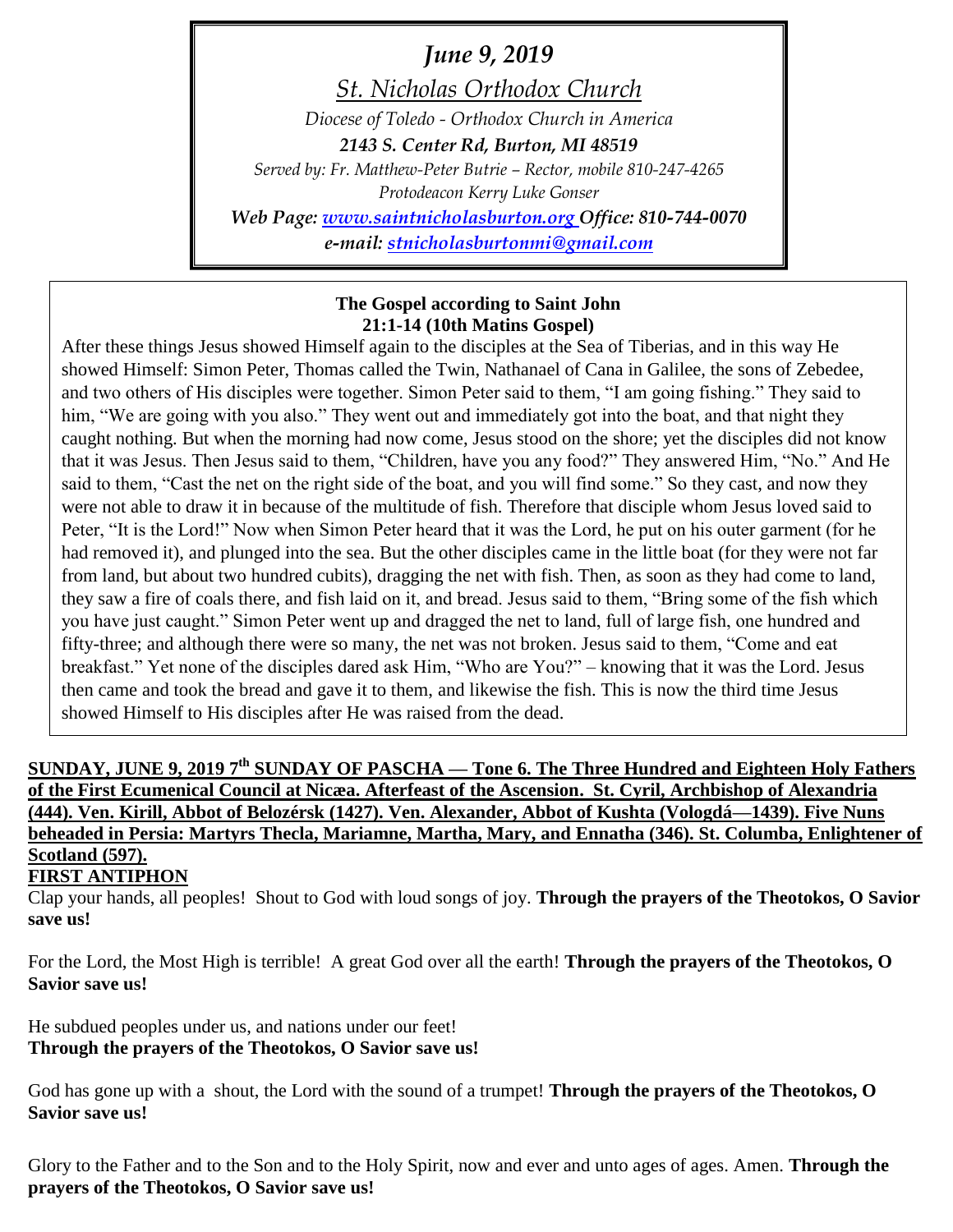*June 9, 2019*

*St. Nicholas Orthodox Church*

*Diocese of Toledo - Orthodox Church in America*

***2143 S. Center Rd, Burton, MI 48519***

*Served by: Fr. Matthew-Peter Butrie – Rector, mobile 810-247-4265*

*Protodeacon Kerry Luke Gonser*

***Web Page: www.saintnicholasburton.org Office: 810-744-0070***

***e-mail: stnicholasburtonmi@gmail.com***

**The Gospel according to Saint John**
**21:1-14 (10th Matins Gospel)**

After these things Jesus showed Himself again to the disciples at the Sea of Tiberias, and in this way He showed Himself: Simon Peter, Thomas called the Twin, Nathanael of Cana in Galilee, the sons of Zebedee, and two others of His disciples were together. Simon Peter said to them, "I am going fishing." They said to him, "We are going with you also." They went out and immediately got into the boat, and that night they caught nothing. But when the morning had now come, Jesus stood on the shore; yet the disciples did not know that it was Jesus. Then Jesus said to them, "Children, have you any food?" They answered Him, "No." And He said to them, "Cast the net on the right side of the boat, and you will find some." So they cast, and now they were not able to draw it in because of the multitude of fish. Therefore that disciple whom Jesus loved said to Peter, "It is the Lord!" Now when Simon Peter heard that it was the Lord, he put on his outer garment (for he had removed it), and plunged into the sea. But the other disciples came in the little boat (for they were not far from land, but about two hundred cubits), dragging the net with fish. Then, as soon as they had come to land, they saw a fire of coals there, and fish laid on it, and bread. Jesus said to them, "Bring some of the fish which you have just caught." Simon Peter went up and dragged the net to land, full of large fish, one hundred and fifty-three; and although there were so many, the net was not broken. Jesus said to them, "Come and eat breakfast." Yet none of the disciples dared ask Him, "Who are You?" – knowing that it was the Lord. Jesus then came and took the bread and gave it to them, and likewise the fish. This is now the third time Jesus showed Himself to His disciples after He was raised from the dead.

**SUNDAY, JUNE 9, 2019 7th SUNDAY OF PASCHA — Tone 6. The Three Hundred and Eighteen Holy Fathers of the First Ecumenical Council at Nicæa. Afterfeast of the Ascension. St. Cyril, Archbishop of Alexandria (444). Ven. Kirill, Abbot of Belozérsk (1427). Ven. Alexander, Abbot of Kushta (Vologdá—1439). Five Nuns beheaded in Persia: Martyrs Thecla, Mariamne, Martha, Mary, and Ennatha (346). St. Columba, Enlightener of Scotland (597).**

**FIRST ANTIPHON**

Clap your hands, all peoples! Shout to God with loud songs of joy. **Through the prayers of the Theotokos, O Savior save us!**

For the Lord, the Most High is terrible! A great God over all the earth! **Through the prayers of the Theotokos, O Savior save us!**

He subdued peoples under us, and nations under our feet!
**Through the prayers of the Theotokos, O Savior save us!**

God has gone up with a shout, the Lord with the sound of a trumpet! **Through the prayers of the Theotokos, O Savior save us!**

Glory to the Father and to the Son and to the Holy Spirit, now and ever and unto ages of ages. Amen. **Through the prayers of the Theotokos, O Savior save us!**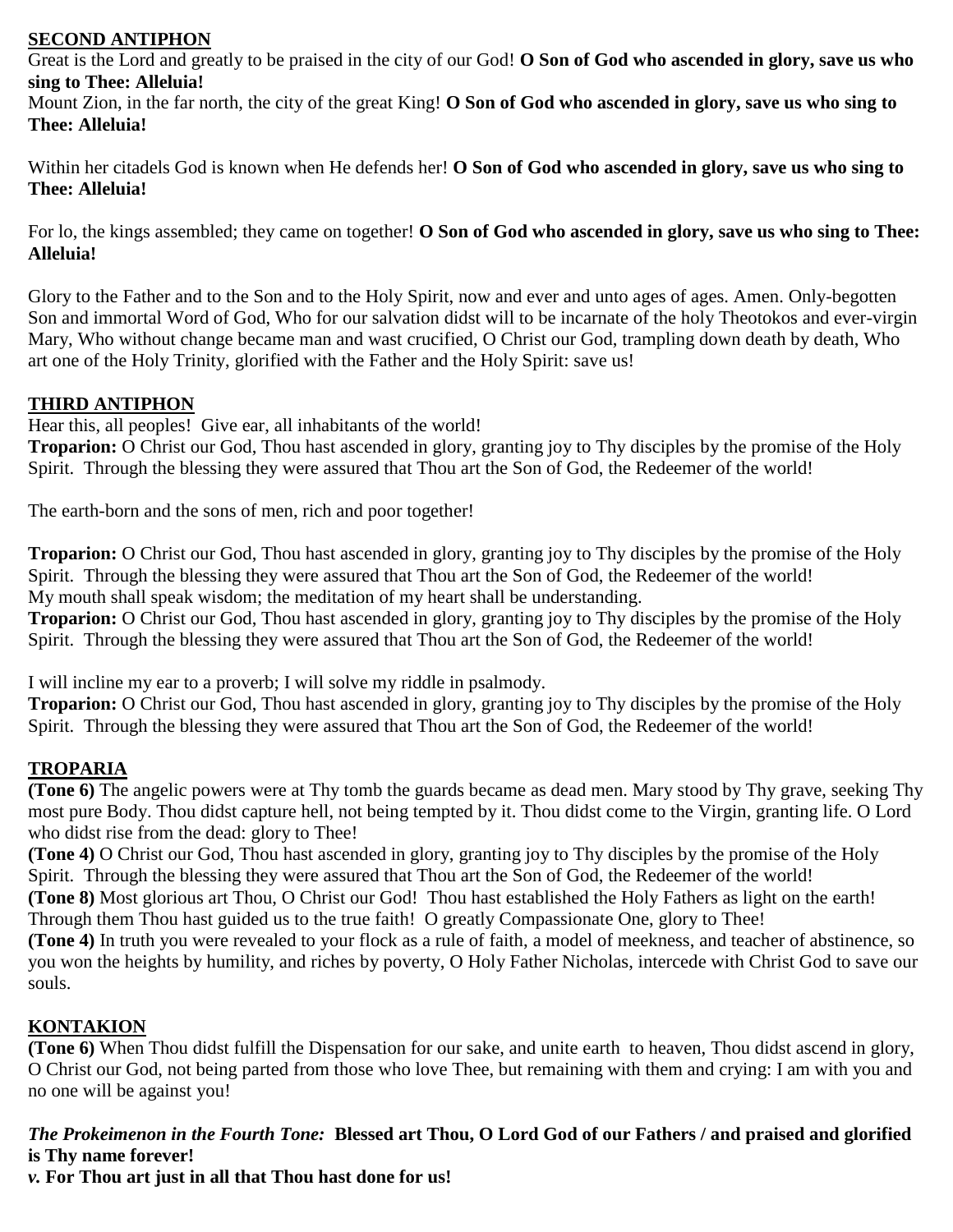## SECOND ANTIPHON

Great is the Lord and greatly to be praised in the city of our God! **O Son of God who ascended in glory, save us who sing to Thee: Alleluia!**

Mount Zion, in the far north, the city of the great King! **O Son of God who ascended in glory, save us who sing to Thee: Alleluia!**

Within her citadels God is known when He defends her! **O Son of God who ascended in glory, save us who sing to Thee: Alleluia!**

For lo, the kings assembled; they came on together! **O Son of God who ascended in glory, save us who sing to Thee: Alleluia!**

Glory to the Father and to the Son and to the Holy Spirit, now and ever and unto ages of ages. Amen. Only-begotten Son and immortal Word of God, Who for our salvation didst will to be incarnate of the holy Theotokos and ever-virgin Mary, Who without change became man and wast crucified, O Christ our God, trampling down death by death, Who art one of the Holy Trinity, glorified with the Father and the Holy Spirit: save us!

## THIRD ANTIPHON

Hear this, all peoples! Give ear, all inhabitants of the world!
**Troparion:** O Christ our God, Thou hast ascended in glory, granting joy to Thy disciples by the promise of the Holy Spirit. Through the blessing they were assured that Thou art the Son of God, the Redeemer of the world!

The earth-born and the sons of men, rich and poor together!

**Troparion:** O Christ our God, Thou hast ascended in glory, granting joy to Thy disciples by the promise of the Holy Spirit. Through the blessing they were assured that Thou art the Son of God, the Redeemer of the world!
My mouth shall speak wisdom; the meditation of my heart shall be understanding.
**Troparion:** O Christ our God, Thou hast ascended in glory, granting joy to Thy disciples by the promise of the Holy Spirit. Through the blessing they were assured that Thou art the Son of God, the Redeemer of the world!

I will incline my ear to a proverb; I will solve my riddle in psalmody.
**Troparion:** O Christ our God, Thou hast ascended in glory, granting joy to Thy disciples by the promise of the Holy Spirit. Through the blessing they were assured that Thou art the Son of God, the Redeemer of the world!

## TROPARIA

**(Tone 6)** The angelic powers were at Thy tomb the guards became as dead men. Mary stood by Thy grave, seeking Thy most pure Body. Thou didst capture hell, not being tempted by it. Thou didst come to the Virgin, granting life. O Lord who didst rise from the dead: glory to Thee!
**(Tone 4)** O Christ our God, Thou hast ascended in glory, granting joy to Thy disciples by the promise of the Holy Spirit. Through the blessing they were assured that Thou art the Son of God, the Redeemer of the world!
**(Tone 8)** Most glorious art Thou, O Christ our God! Thou hast established the Holy Fathers as light on the earth! Through them Thou hast guided us to the true faith! O greatly Compassionate One, glory to Thee!
**(Tone 4)** In truth you were revealed to your flock as a rule of faith, a model of meekness, and teacher of abstinence, so you won the heights by humility, and riches by poverty, O Holy Father Nicholas, intercede with Christ God to save our souls.

## KONTAKION

**(Tone 6)** When Thou didst fulfill the Dispensation for our sake, and unite earth to heaven, Thou didst ascend in glory, O Christ our God, not being parted from those who love Thee, but remaining with them and crying: I am with you and no one will be against you!

***The Prokeimenon in the Fourth Tone:*** **Blessed art Thou, O Lord God of our Fathers / and praised and glorified is Thy name forever!**
***v.*** **For Thou art just in all that Thou hast done for us!**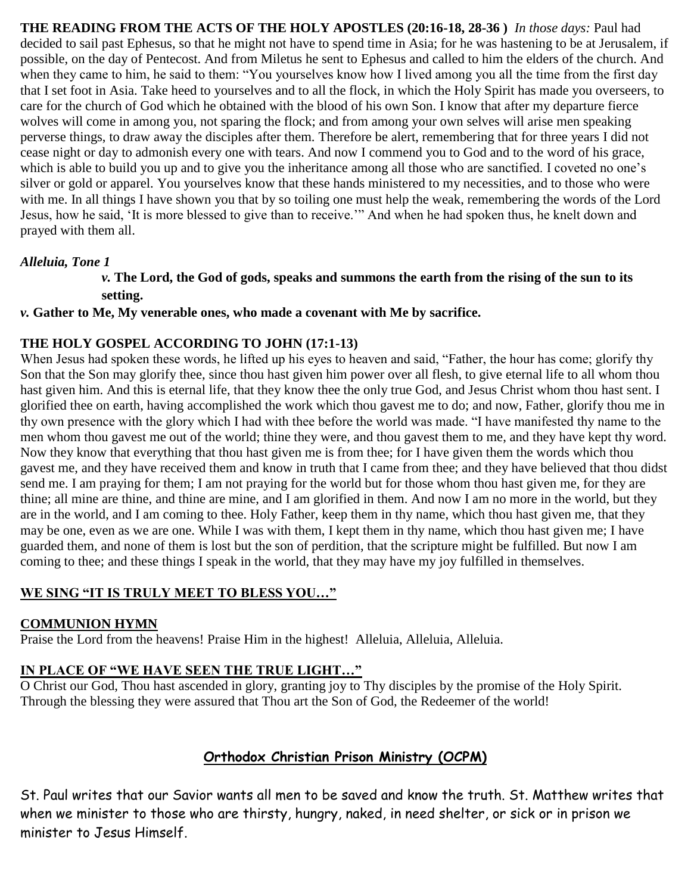**THE READING FROM THE ACTS OF THE HOLY APOSTLES (20:16-18, 28-36 )** *In those days:* Paul had decided to sail past Ephesus, so that he might not have to spend time in Asia; for he was hastening to be at Jerusalem, if possible, on the day of Pentecost. And from Miletus he sent to Ephesus and called to him the elders of the church. And when they came to him, he said to them: "You yourselves know how I lived among you all the time from the first day that I set foot in Asia. Take heed to yourselves and to all the flock, in which the Holy Spirit has made you overseers, to care for the church of God which he obtained with the blood of his own Son. I know that after my departure fierce wolves will come in among you, not sparing the flock; and from among your own selves will arise men speaking perverse things, to draw away the disciples after them. Therefore be alert, remembering that for three years I did not cease night or day to admonish every one with tears. And now I commend you to God and to the word of his grace, which is able to build you up and to give you the inheritance among all those who are sanctified. I coveted no one's silver or gold or apparel. You yourselves know that these hands ministered to my necessities, and to those who were with me. In all things I have shown you that by so toiling one must help the weak, remembering the words of the Lord Jesus, how he said, 'It is more blessed to give than to receive.'" And when he had spoken thus, he knelt down and prayed with them all.

***Alleluia, Tone 1***

*v.* **The Lord, the God of gods, speaks and summons the earth from the rising of the sun to its setting.**

*v.* **Gather to Me, My venerable ones, who made a covenant with Me by sacrifice.**

**THE HOLY GOSPEL ACCORDING TO JOHN (17:1-13)**

When Jesus had spoken these words, he lifted up his eyes to heaven and said, "Father, the hour has come; glorify thy Son that the Son may glorify thee, since thou hast given him power over all flesh, to give eternal life to all whom thou hast given him. And this is eternal life, that they know thee the only true God, and Jesus Christ whom thou hast sent. I glorified thee on earth, having accomplished the work which thou gavest me to do; and now, Father, glorify thou me in thy own presence with the glory which I had with thee before the world was made. "I have manifested thy name to the men whom thou gavest me out of the world; thine they were, and thou gavest them to me, and they have kept thy word. Now they know that everything that thou hast given me is from thee; for I have given them the words which thou gavest me, and they have received them and know in truth that I came from thee; and they have believed that thou didst send me. I am praying for them; I am not praying for the world but for those whom thou hast given me, for they are thine; all mine are thine, and thine are mine, and I am glorified in them. And now I am no more in the world, but they are in the world, and I am coming to thee. Holy Father, keep them in thy name, which thou hast given me, that they may be one, even as we are one. While I was with them, I kept them in thy name, which thou hast given me; I have guarded them, and none of them is lost but the son of perdition, that the scripture might be fulfilled. But now I am coming to thee; and these things I speak in the world, that they may have my joy fulfilled in themselves.

**WE SING "IT IS TRULY MEET TO BLESS YOU…"**

**COMMUNION HYMN**

Praise the Lord from the heavens! Praise Him in the highest! Alleluia, Alleluia, Alleluia.

**IN PLACE OF "WE HAVE SEEN THE TRUE LIGHT…"**

O Christ our God, Thou hast ascended in glory, granting joy to Thy disciples by the promise of the Holy Spirit. Through the blessing they were assured that Thou art the Son of God, the Redeemer of the world!

## Orthodox Christian Prison Ministry (OCPM)

St. Paul writes that our Savior wants all men to be saved and know the truth. St. Matthew writes that when we minister to those who are thirsty, hungry, naked, in need shelter, or sick or in prison we minister to Jesus Himself.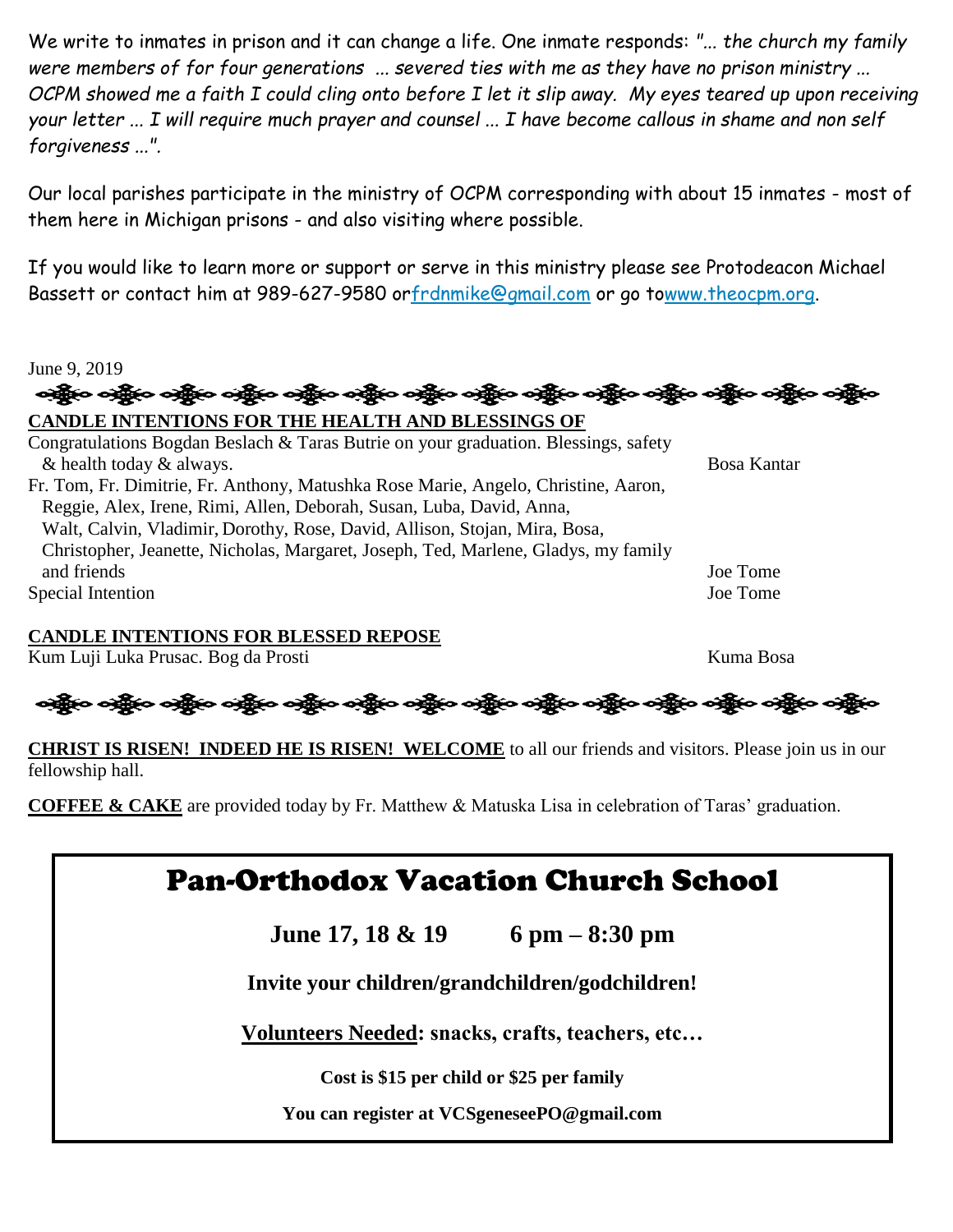We write to inmates in prison and it can change a life. One inmate responds: "*... the church my family were members of for four generations ... severed ties with me as they have no prison ministry ... OCPM showed me a faith I could cling onto before I let it slip away. My eyes teared up upon receiving your letter ... I will require much prayer and counsel ... I have become callous in shame and non self forgiveness ...*".

Our local parishes participate in the ministry of OCPM corresponding with about 15 inmates - most of them here in Michigan prisons - and also visiting where possible.

If you would like to learn more or support or serve in this ministry please see Protodeacon Michael Bassett or contact him at 989-627-9580 or frdnmike@gmail.com or go to www.theocpm.org.

June 9, 2019

**CANDLE INTENTIONS FOR THE HEALTH AND BLESSINGS OF**

| | |
|---|---|
| Congratulations Bogdan Beslach & Taras Butrie on your graduation. Blessings, safety & health today & always. | Bosa Kantar |
| Fr. Tom, Fr. Dimitrie, Fr. Anthony, Matushka Rose Marie, Angelo, Christine, Aaron, Reggie, Alex, Irene, Rimi, Allen, Deborah, Susan, Luba, David, Anna, Walt, Calvin, Vladimir, Dorothy, Rose, David, Allison, Stojan, Mira, Bosa, Christopher, Jeanette, Nicholas, Margaret, Joseph, Ted, Marlene, Gladys, my family and friends | Joe Tome |
| Special Intention | Joe Tome |

**CANDLE INTENTIONS FOR BLESSED REPOSE**

| | |
|---|---|
| Kum Luji Luka Prusac. Bog da Prosti | Kuma Bosa |

**CHRIST IS RISEN! INDEED HE IS RISEN! WELCOME** to all our friends and visitors. Please join us in our fellowship hall.

**COFFEE & CAKE** are provided today by Fr. Matthew & Matuska Lisa in celebration of Taras' graduation.

# Pan-Orthodox Vacation Church School

**June 17, 18 & 19 6 pm – 8:30 pm**

**Invite your children/grandchildren/godchildren!**

**Volunteers Needed: snacks, crafts, teachers, etc…**

**Cost is $15 per child or $25 per family**

**You can register at VCSgeneseePO@gmail.com**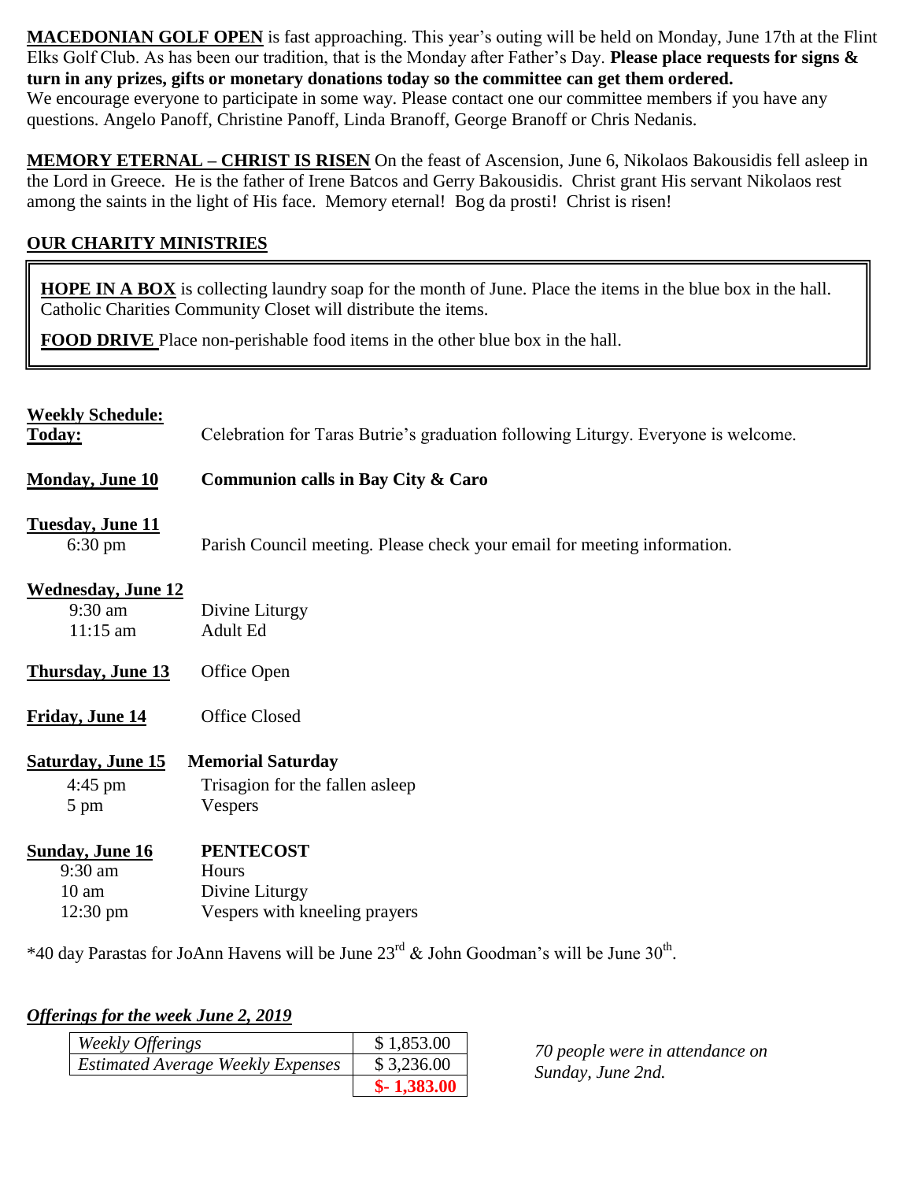**MACEDONIAN GOLF OPEN** is fast approaching. This year's outing will be held on Monday, June 17th at the Flint Elks Golf Club. As has been our tradition, that is the Monday after Father's Day. **Please place requests for signs & turn in any prizes, gifts or monetary donations today so the committee can get them ordered.** We encourage everyone to participate in some way. Please contact one our committee members if you have any questions. Angelo Panoff, Christine Panoff, Linda Branoff, George Branoff or Chris Nedanis.

**MEMORY ETERNAL – CHRIST IS RISEN** On the feast of Ascension, June 6, Nikolaos Bakousidis fell asleep in the Lord in Greece. He is the father of Irene Batcos and Gerry Bakousidis. Christ grant His servant Nikolaos rest among the saints in the light of His face. Memory eternal! Bog da prosti! Christ is risen!

**OUR CHARITY MINISTRIES**

**HOPE IN A BOX** is collecting laundry soap for the month of June. Place the items in the blue box in the hall. Catholic Charities Community Closet will distribute the items.

**FOOD DRIVE** Place non-perishable food items in the other blue box in the hall.

**Weekly Schedule:**

**Today:** Celebration for Taras Butrie's graduation following Liturgy. Everyone is welcome.

**Monday, June 10** **Communion calls in Bay City & Caro**

**Tuesday, June 11**
6:30 pm Parish Council meeting. Please check your email for meeting information.

**Wednesday, June 12**
9:30 am Divine Liturgy
11:15 am Adult Ed

**Thursday, June 13** Office Open

**Friday, June 14** Office Closed

**Saturday, June 15** **Memorial Saturday**
4:45 pm Trisagion for the fallen asleep
5 pm Vespers

**Sunday, June 16** **PENTECOST**
9:30 am Hours
10 am Divine Liturgy
12:30 pm Vespers with kneeling prayers

*40 day Parastas for JoAnn Havens will be June 23rd & John Goodman's will be June 30th.

***Offerings for the week June 2, 2019***

| | |
|---|---|
| *Weekly Offerings* | $ 1,853.00 |
| *Estimated Average Weekly Expenses* | $ 3,236.00 |
| | **$- 1,383.00** |

*70 people were in attendance on Sunday, June 2nd.*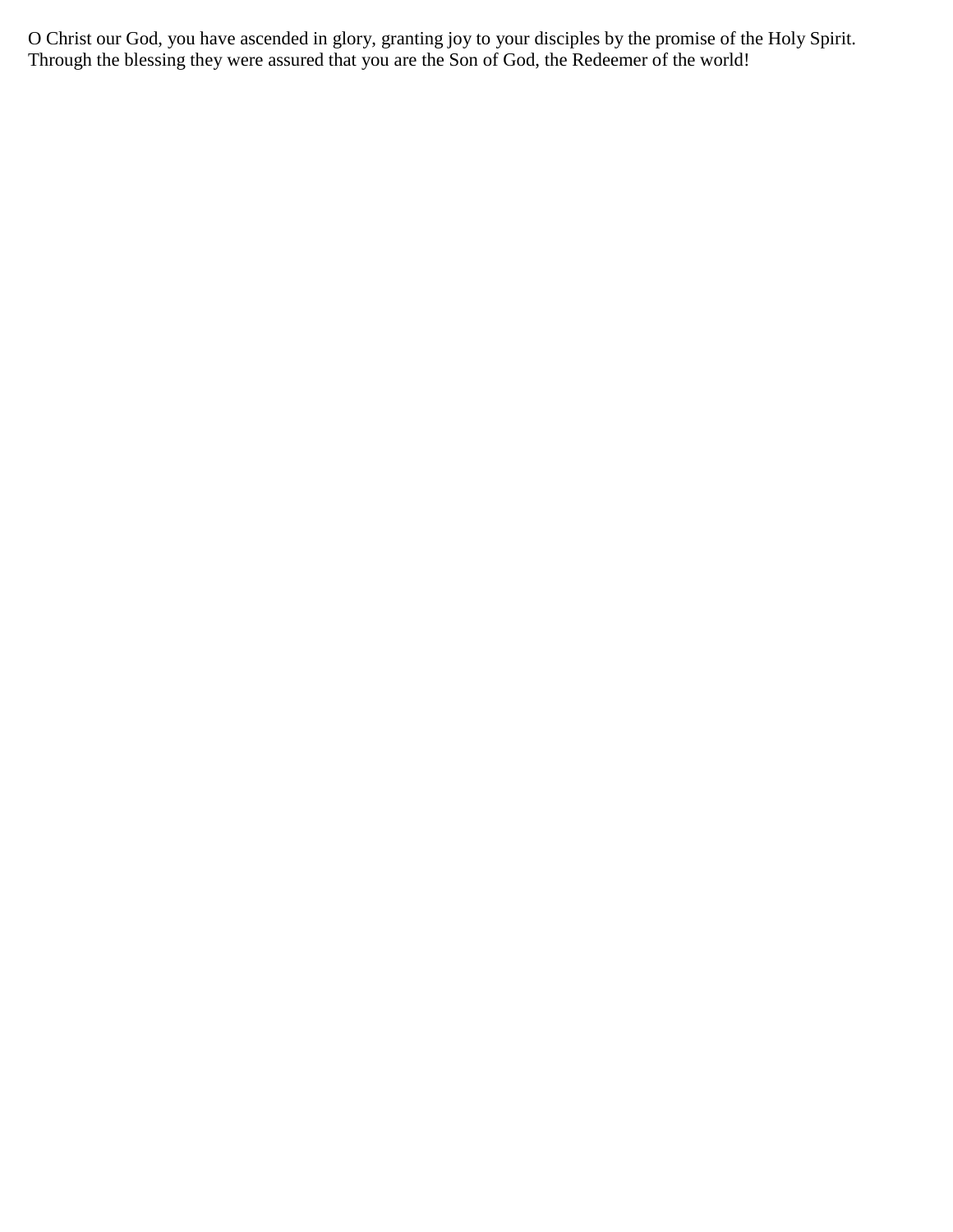O Christ our God, you have ascended in glory, granting joy to your disciples by the promise of the Holy Spirit. Through the blessing they were assured that you are the Son of God, the Redeemer of the world!